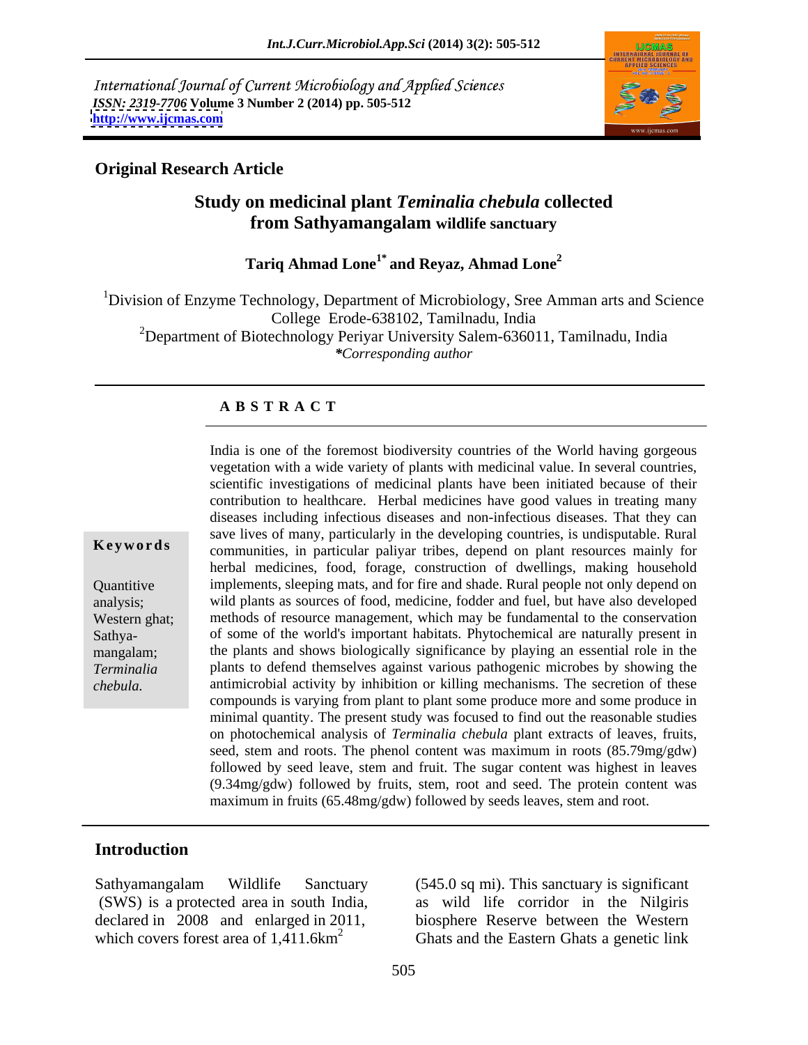International Journal of Current Microbiology and Applied Sciences
*ISSN: 2319-7706* **Volume 3 Number 2 (2014) pp. 505-512**
**http://www.ijcmas.com**

**Original Research Article**

# Study on medicinal plant *Teminalia chebula* collected from Sathyamangalam wildlife sanctuary

**Tariq Ahmad Lone[1*] and Reyaz, Ahmad Lone[2]**

[1]Division of Enzyme Technology, Department of Microbiology, Sree Amman arts and Science College Erode-638102, Tamilnadu, India

[2]Department of Biotechnology Periyar University Salem-636011, Tamilnadu, India

*\*Corresponding author*

## A B S T R A C T

**Keywords**

Quantitive analysis; Western ghat; Sathya-mangalam; *Terminalia chebula.*

India is one of the foremost biodiversity countries of the World having gorgeous vegetation with a wide variety of plants with medicinal value. In several countries, scientific investigations of medicinal plants have been initiated because of their contribution to healthcare. Herbal medicines have good values in treating many diseases including infectious diseases and non-infectious diseases. That they can save lives of many, particularly in the developing countries, is undisputable. Rural communities, in particular paliyar tribes, depend on plant resources mainly for herbal medicines, food, forage, construction of dwellings, making household implements, sleeping mats, and for fire and shade. Rural people not only depend on wild plants as sources of food, medicine, fodder and fuel, but have also developed methods of resource management, which may be fundamental to the conservation of some of the world's important habitats. Phytochemical are naturally present in the plants and shows biologically significance by playing an essential role in the plants to defend themselves against various pathogenic microbes by showing the antimicrobial activity by inhibition or killing mechanisms. The secretion of these compounds is varying from plant to plant some produce more and some produce in minimal quantity. The present study was focused to find out the reasonable studies on photochemical analysis of *Terminalia chebula* plant extracts of leaves, fruits, seed, stem and roots. The phenol content was maximum in roots (85.79mg/gdw) followed by seed leave, stem and fruit. The sugar content was highest in leaves (9.34mg/gdw) followed by fruits, stem, root and seed. The protein content was maximum in fruits (65.48mg/gdw) followed by seeds leaves, stem and root.

## Introduction

Sathyamangalam Wildlife Sanctuary (SWS) is a protected area in south India, declared in 2008 and enlarged in 2011, which covers forest area of 1,411.6km$^2$ (545.0 sq mi). This sanctuary is significant as wild life corridor in the Nilgiris biosphere Reserve between the Western Ghats and the Eastern Ghats a genetic link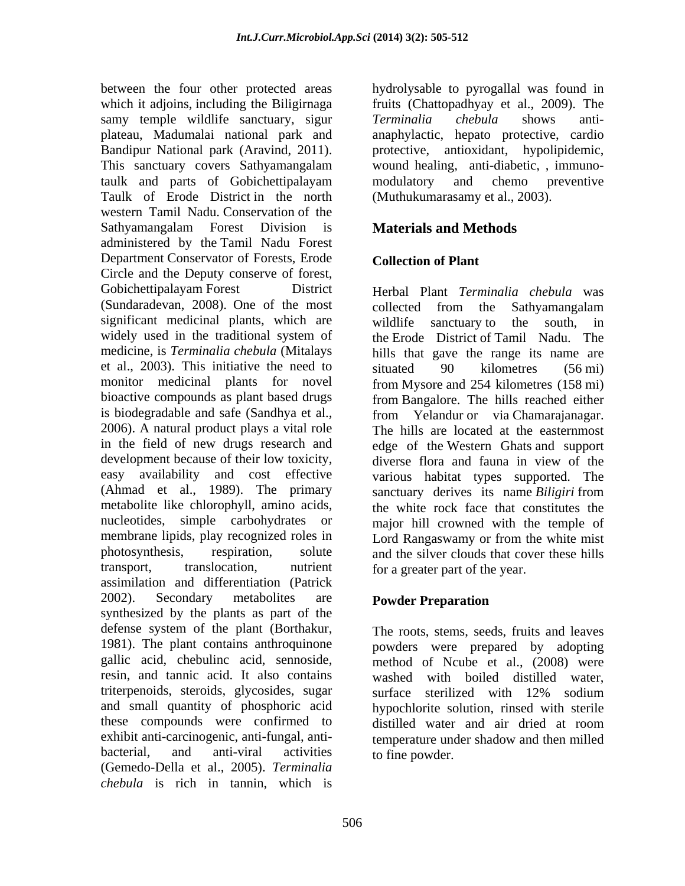between the four other protected areas which it adjoins, including the Biligirnaga samy temple wildlife sanctuary, sigur plateau, Madumalai national park and Bandipur National park (Aravind, 2011). This sanctuary covers Sathyamangalam taulk and parts of Gobichettipalayam Taulk of Erode District in the north western Tamil Nadu. Conservation of the Sathyamangalam Forest Division is administered by the Tamil Nadu Forest Department Conservator of Forests, Erode Circle and the Deputy conserve of forest, Gobichettipalayam Forest District (Sundaradevan, 2008). One of the most significant medicinal plants, which are widely used in the traditional system of medicine, is *Terminalia chebula* (Mitalays et al., 2003). This initiative the need to monitor medicinal plants for novel bioactive compounds as plant based drugs is biodegradable and safe (Sandhya et al., 2006). A natural product plays a vital role in the field of new drugs research and development because of their low toxicity, easy availability and cost effective (Ahmad et al., 1989). The primary metabolite like chlorophyll, amino acids, nucleotides, simple carbohydrates or membrane lipids, play recognized roles in photosynthesis, respiration, solute transport, translocation, nutrient assimilation and differentiation (Patrick 2002). Secondary metabolites are synthesized by the plants as part of the defense system of the plant (Borthakur, 1981). The plant contains anthroquinone gallic acid, chebulinc acid, sennoside, resin, and tannic acid. It also contains triterpenoids, steroids, glycosides, sugar and small quantity of phosphoric acid these compounds were confirmed to exhibit anti-carcinogenic, anti-fungal, anti-bacterial, and anti-viral activities (Gemedo-Della et al., 2005). *Terminalia chebula* is rich in tannin, which is hydrolysable to pyrogallal was found in fruits (Chattopadhyay et al., 2009). The *Terminalia chebula* shows anti-anaphylactic, hepato protective, cardio protective, antioxidant, hypolipidemic, wound healing, anti-diabetic, , immuno-modulatory and chemo preventive (Muthukumarasamy et al., 2003).

## Materials and Methods

### Collection of Plant

Herbal Plant *Terminalia chebula* was collected from the Sathyamangalam wildlife sanctuary to the south, in the Erode District of Tamil Nadu. The hills that gave the range its name are situated 90 kilometres (56 mi) from Mysore and 254 kilometres (158 mi) from Bangalore. The hills reached either from Yelandur or via Chamarajanagar. The hills are located at the easternmost edge of the Western Ghats and support diverse flora and fauna in view of the various habitat types supported. The sanctuary derives its name *Biligiri* from the white rock face that constitutes the major hill crowned with the temple of Lord Rangaswamy or from the white mist and the silver clouds that cover these hills for a greater part of the year.

### Powder Preparation

The roots, stems, seeds, fruits and leaves powders were prepared by adopting method of Ncube et al., (2008) were washed with boiled distilled water, surface sterilized with 12% sodium hypochlorite solution, rinsed with sterile distilled water and air dried at room temperature under shadow and then milled to fine powder.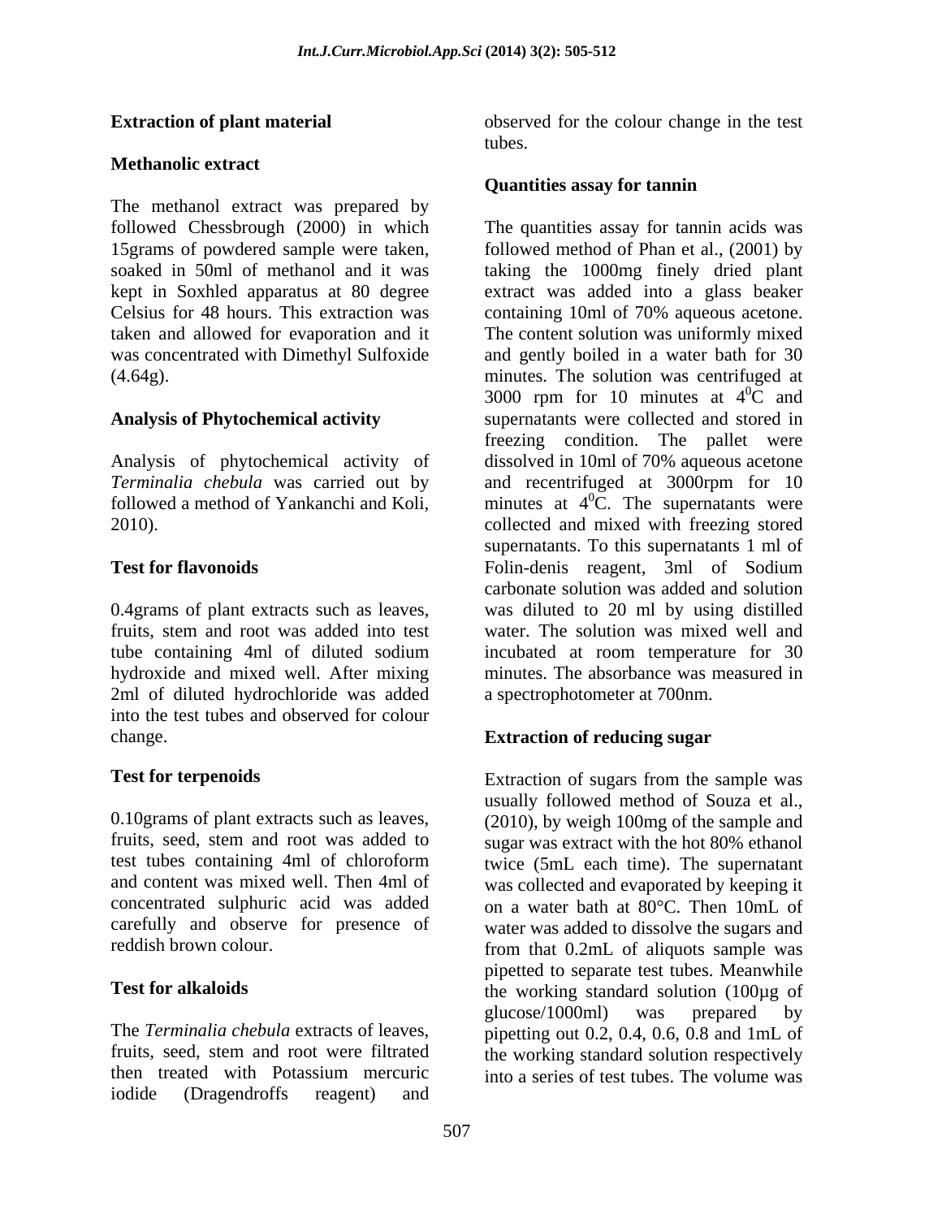**Extraction of plant material**

**Methanolic extract**

The methanol extract was prepared by followed Chessbrough (2000) in which 15grams of powdered sample were taken, soaked in 50ml of methanol and it was kept in Soxhled apparatus at 80 degree Celsius for 48 hours. This extraction was taken and allowed for evaporation and it was concentrated with Dimethyl Sulfoxide (4.64g).

**Analysis of Phytochemical activity**

Analysis of phytochemical activity of *Terminalia chebula* was carried out by followed a method of Yankanchi and Koli, 2010).

**Test for flavonoids**

0.4grams of plant extracts such as leaves, fruits, stem and root was added into test tube containing 4ml of diluted sodium hydroxide and mixed well. After mixing 2ml of diluted hydrochloride was added into the test tubes and observed for colour change.

**Test for terpenoids**

0.10grams of plant extracts such as leaves, fruits, seed, stem and root was added to test tubes containing 4ml of chloroform and content was mixed well. Then 4ml of concentrated sulphuric acid was added carefully and observe for presence of reddish brown colour.

**Test for alkaloids**

The *Terminalia chebula* extracts of leaves, fruits, seed, stem and root were filtrated then treated with Potassium mercuric iodide (Dragendroffs reagent) and observed for the colour change in the test tubes.

**Quantities assay for tannin**

The quantities assay for tannin acids was followed method of Phan et al., (2001) by taking the 1000mg finely dried plant extract was added into a glass beaker containing 10ml of 70% aqueous acetone. The content solution was uniformly mixed and gently boiled in a water bath for 30 minutes. The solution was centrifuged at 3000 rpm for 10 minutes at $4^0$C and supernatants were collected and stored in freezing condition. The pallet were dissolved in 10ml of 70% aqueous acetone and recentrifuged at 3000rpm for 10 minutes at $4^0$C. The supernatants were collected and mixed with freezing stored supernatants. To this supernatants 1 ml of Folin-denis reagent, 3ml of Sodium carbonate solution was added and solution was diluted to 20 ml by using distilled water. The solution was mixed well and incubated at room temperature for 30 minutes. The absorbance was measured in a spectrophotometer at 700nm.

**Extraction of reducing sugar**

Extraction of sugars from the sample was usually followed method of Souza et al., (2010), by weigh 100mg of the sample and sugar was extract with the hot 80% ethanol twice (5mL each time). The supernatant was collected and evaporated by keeping it on a water bath at 80°C. Then 10mL of water was added to dissolve the sugars and from that 0.2mL of aliquots sample was pipetted to separate test tubes. Meanwhile the working standard solution (100µg of glucose/1000ml) was prepared by pipetting out 0.2, 0.4, 0.6, 0.8 and 1mL of the working standard solution respectively into a series of test tubes. The volume was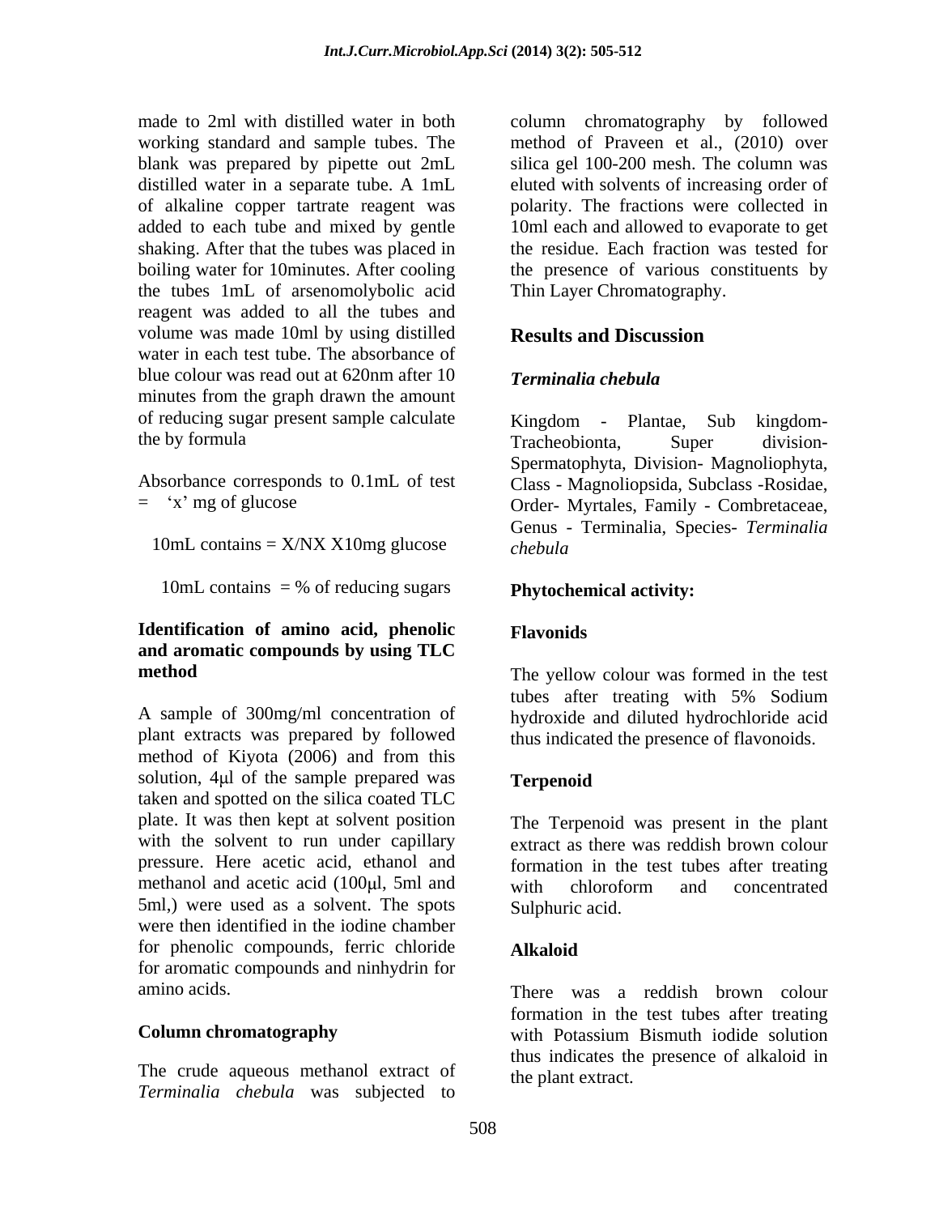made to 2ml with distilled water in both working standard and sample tubes. The blank was prepared by pipette out 2mL distilled water in a separate tube. A 1mL of alkaline copper tartrate reagent was added to each tube and mixed by gentle shaking. After that the tubes was placed in boiling water for 10minutes. After cooling the tubes 1mL of arsenomolybolic acid reagent was added to all the tubes and volume was made 10ml by using distilled water in each test tube. The absorbance of blue colour was read out at 620nm after 10 minutes from the graph drawn the amount of reducing sugar present sample calculate the by formula

Absorbance corresponds to 0.1mL of test = 'x' mg of glucose

10mL contains = X/NX X10mg glucose

10mL contains = % of reducing sugars

### Identification of amino acid, phenolic and aromatic compounds by using TLC method

A sample of 300mg/ml concentration of plant extracts was prepared by followed method of Kiyota (2006) and from this solution, 4μl of the sample prepared was taken and spotted on the silica coated TLC plate. It was then kept at solvent position with the solvent to run under capillary pressure. Here acetic acid, ethanol and methanol and acetic acid (100μl, 5ml and 5ml,) were used as a solvent. The spots were then identified in the iodine chamber for phenolic compounds, ferric chloride for aromatic compounds and ninhydrin for amino acids.

### Column chromatography

The crude aqueous methanol extract of *Terminalia chebula* was subjected to column chromatography by followed method of Praveen et al., (2010) over silica gel 100-200 mesh. The column was eluted with solvents of increasing order of polarity. The fractions were collected in 10ml each and allowed to evaporate to get the residue. Each fraction was tested for the presence of various constituents by Thin Layer Chromatography.

## Results and Discussion

### *Terminalia chebula*

Kingdom - Plantae, Sub kingdom-Tracheobionta, Super division-Spermatophyta, Division- Magnoliophyta, Class - Magnoliopsida, Subclass -Rosidae, Order- Myrtales, Family - Combretaceae, Genus - Terminalia, Species- *Terminalia chebula*

### Phytochemical activity:

#### Flavonids

The yellow colour was formed in the test tubes after treating with 5% Sodium hydroxide and diluted hydrochloride acid thus indicated the presence of flavonoids.

#### Terpenoid

The Terpenoid was present in the plant extract as there was reddish brown colour formation in the test tubes after treating with chloroform and concentrated Sulphuric acid.

#### Alkaloid

There was a reddish brown colour formation in the test tubes after treating with Potassium Bismuth iodide solution thus indicates the presence of alkaloid in the plant extract.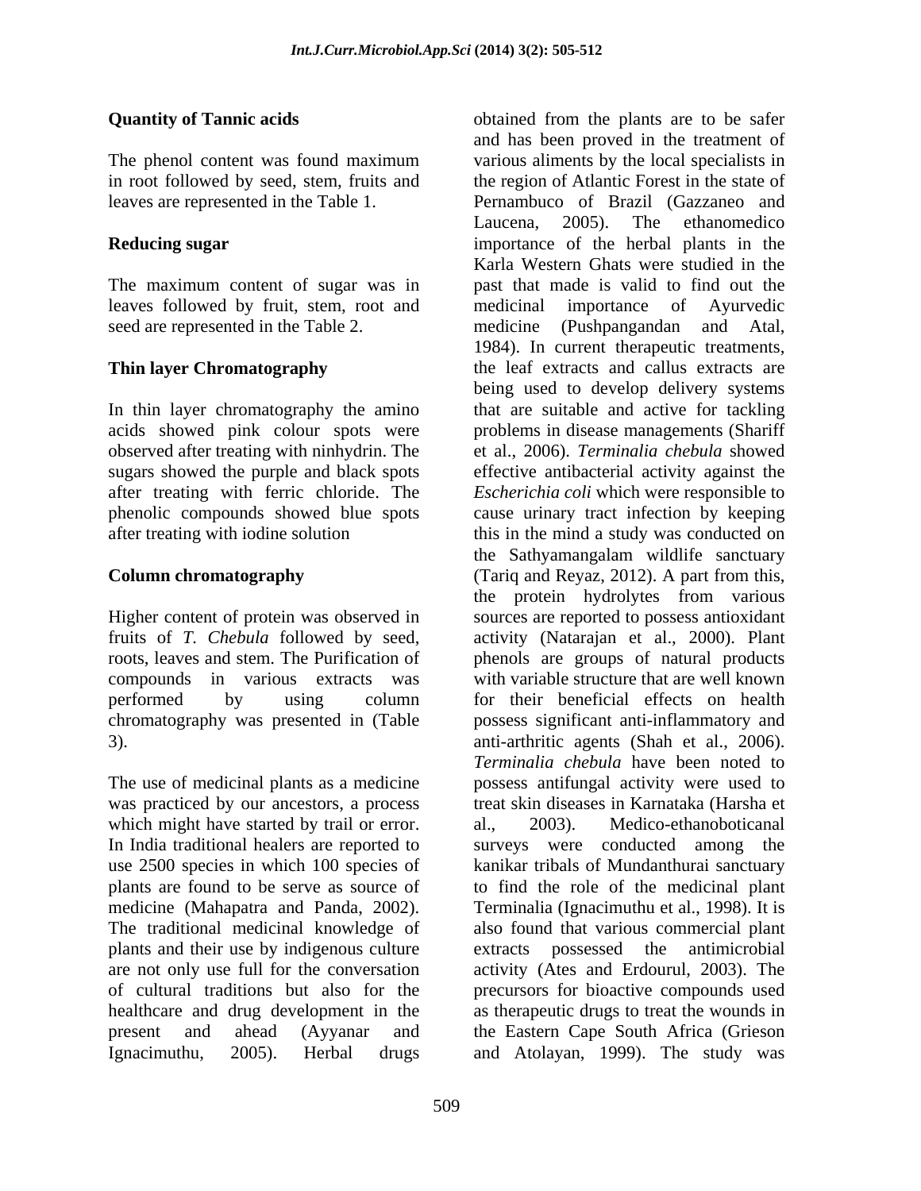**Quantity of Tannic acids**

The phenol content was found maximum in root followed by seed, stem, fruits and leaves are represented in the Table 1.

**Reducing sugar**

The maximum content of sugar was in leaves followed by fruit, stem, root and seed are represented in the Table 2.

**Thin layer Chromatography**

In thin layer chromatography the amino acids showed pink colour spots were observed after treating with ninhydrin. The sugars showed the purple and black spots after treating with ferric chloride. The phenolic compounds showed blue spots after treating with iodine solution

**Column chromatography**

Higher content of protein was observed in fruits of *T. Chebula* followed by seed, roots, leaves and stem. The Purification of compounds in various extracts was performed by using column chromatography was presented in (Table 3).

The use of medicinal plants as a medicine was practiced by our ancestors, a process which might have started by trail or error. In India traditional healers are reported to use 2500 species in which 100 species of plants are found to be serve as source of medicine (Mahapatra and Panda, 2002). The traditional medicinal knowledge of plants and their use by indigenous culture are not only use full for the conversation of cultural traditions but also for the healthcare and drug development in the present and ahead (Ayyanar and Ignacimuthu, 2005). Herbal drugs obtained from the plants are to be safer and has been proved in the treatment of various aliments by the local specialists in the region of Atlantic Forest in the state of Pernambuco of Brazil (Gazzaneo and Laucena, 2005). The ethanomedico importance of the herbal plants in the Karla Western Ghats were studied in the past that made is valid to find out the medicinal importance of Ayurvedic medicine (Pushpangandan and Atal, 1984). In current therapeutic treatments, the leaf extracts and callus extracts are being used to develop delivery systems that are suitable and active for tackling problems in disease managements (Shariff et al., 2006). *Terminalia chebula* showed effective antibacterial activity against the *Escherichia coli* which were responsible to cause urinary tract infection by keeping this in the mind a study was conducted on the Sathyamangalam wildlife sanctuary (Tariq and Reyaz, 2012). A part from this, the protein hydrolytes from various sources are reported to possess antioxidant activity (Natarajan et al., 2000). Plant phenols are groups of natural products with variable structure that are well known for their beneficial effects on health possess significant anti-inflammatory and anti-arthritic agents (Shah et al., 2006). *Terminalia chebula* have been noted to possess antifungal activity were used to treat skin diseases in Karnataka (Harsha et al., 2003). Medico-ethanoboticanal surveys were conducted among the kanikar tribals of Mundanthurai sanctuary to find the role of the medicinal plant Terminalia (Ignacimuthu et al., 1998). It is also found that various commercial plant extracts possessed the antimicrobial activity (Ates and Erdourul, 2003). The precursors for bioactive compounds used as therapeutic drugs to treat the wounds in the Eastern Cape South Africa (Grieson and Atolayan, 1999). The study was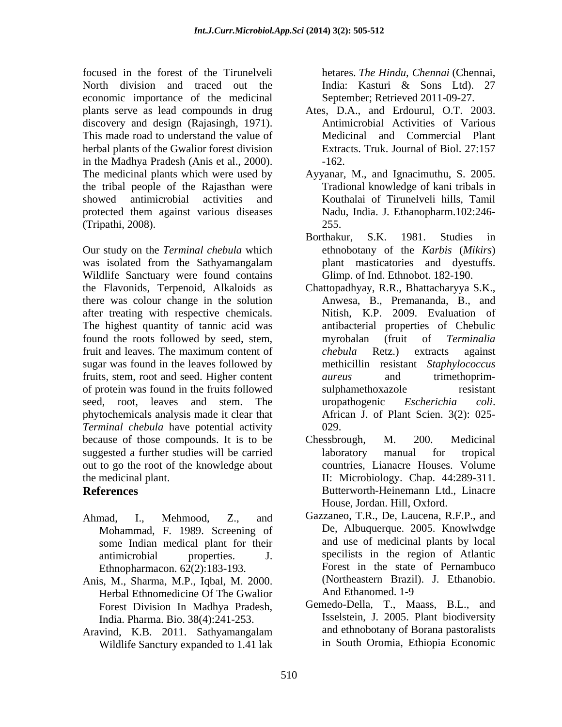focused in the forest of the Tirunelveli North division and traced out the economic importance of the medicinal plants serve as lead compounds in drug discovery and design (Rajasingh, 1971). This made road to understand the value of herbal plants of the Gwalior forest division in the Madhya Pradesh (Anis et al., 2000). The medicinal plants which were used by the tribal people of the Rajasthan were showed antimicrobial activities and protected them against various diseases (Tripathi, 2008).

Our study on the *Terminal chebula* which was isolated from the Sathyamangalam Wildlife Sanctuary were found contains the Flavonids, Terpenoid, Alkaloids as there was colour change in the solution after treating with respective chemicals. The highest quantity of tannic acid was found the roots followed by seed, stem, fruit and leaves. The maximum content of sugar was found in the leaves followed by fruits, stem, root and seed. Higher content of protein was found in the fruits followed seed, root, leaves and stem. The phytochemicals analysis made it clear that *Terminal chebula* have potential activity because of those compounds. It is to be suggested a further studies will be carried out to go the root of the knowledge about the medicinal plant.

## References

Ahmad, I., Mehmood, Z., and Mohammad, F. 1989. Screening of some Indian medical plant for their antimicrobial properties. J. Ethnopharmacon. 62(2):183-193.

Anis, M., Sharma, M.P., Iqbal, M. 2000. Herbal Ethnomedicine Of The Gwalior Forest Division In Madhya Pradesh, India. Pharma. Bio. 38(4):241-253.

Aravind, K.B. 2011. Sathyamangalam Wildlife Sanctury expanded to 1.41 lak hetares. *The Hindu, Chennai* (Chennai, India: Kasturi & Sons Ltd). 27 September; Retrieved 2011-09-27.

Ates, D.A., and Erdourul, O.T. 2003. Antimicrobial Activities of Various Medicinal and Commercial Plant Extracts. Truk. Journal of Biol. 27:157 -162.

Ayyanar, M., and Ignacimuthu, S. 2005. Tradional knowledge of kani tribals in Kouthalai of Tirunelveli hills, Tamil Nadu, India. J. Ethanopharm.102:246-255.

Borthakur, S.K. 1981. Studies in ethnobotany of the *Karbis* (*Mikirs*) plant masticatories and dyestuffs. Glimp. of Ind. Ethnobot. 182-190.

Chattopadhyay, R.R., Bhattacharyya S.K., Anwesa, B., Premananda, B., and Nitish, K.P. 2009. Evaluation of antibacterial properties of Chebulic myrobalan (fruit of *Terminalia chebula* Retz.) extracts against methicillin resistant *Staphylococcus aureus* and trimethoprim-sulphamethoxazole resistant uropathogenic *Escherichia coli*. African J. of Plant Scien. 3(2): 025-029.

Chessbrough, M. 200. Medicinal laboratory manual for tropical countries, Lianacre Houses. Volume II: Microbiology. Chap. 44:289-311. Butterworth-Heinemann Ltd., Linacre House, Jordan. Hill, Oxford.

Gazzaneo, T.R., De, Laucena, R.F.P., and De, Albuquerque. 2005. Knowlwdge and use of medicinal plants by local specilists in the region of Atlantic Forest in the state of Pernambuco (Northeastern Brazil). J. Ethanobio. And Ethanomed. 1-9

Gemedo-Della, T., Maass, B.L., and Isselstein, J. 2005. Plant biodiversity and ethnobotany of Borana pastoralists in South Oromia, Ethiopia Economic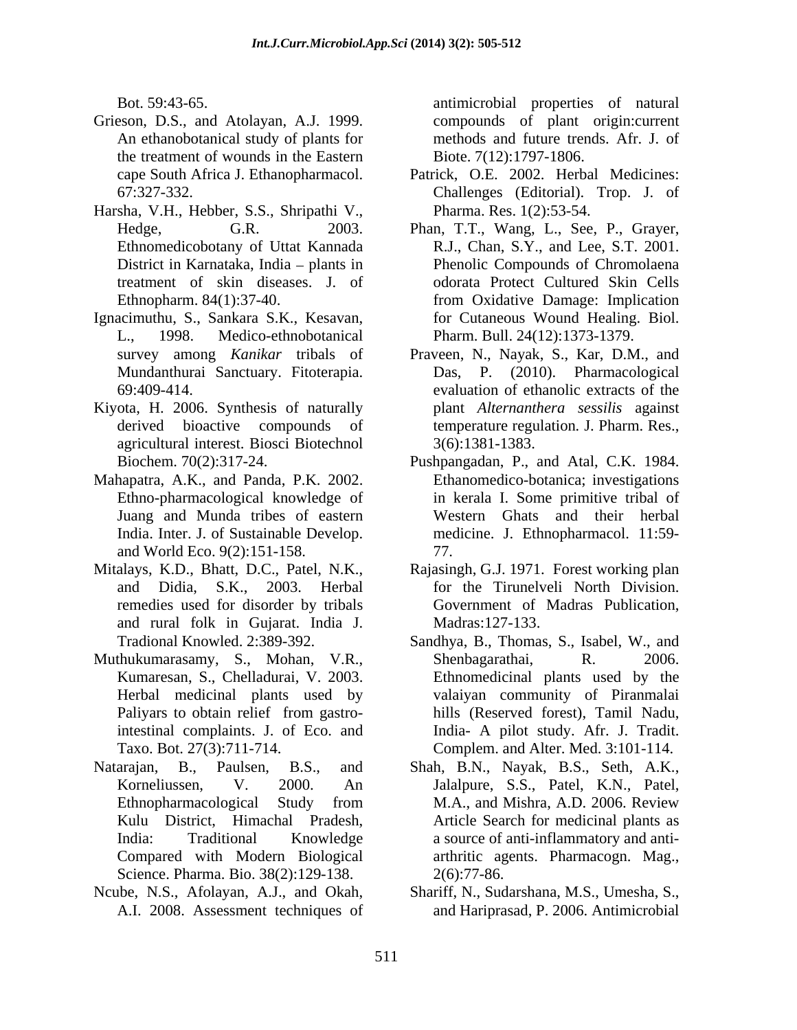Bot. 59:43-65.

Grieson, D.S., and Atolayan, A.J. 1999. An ethanobotanical study of plants for the treatment of wounds in the Eastern cape South Africa J. Ethanopharmacol. 67:327-332.

Harsha, V.H., Hebber, S.S., Shripathi V., Hedge, G.R. 2003. Ethnomedicobotany of Uttat Kannada District in Karnataka, India – plants in treatment of skin diseases. J. of Ethnopharm. 84(1):37-40.

Ignacimuthu, S., Sankara S.K., Kesavan, L., 1998. Medico-ethnobotanical survey among *Kanikar* tribals of Mundanthurai Sanctuary. Fitoterapia. 69:409-414.

Kiyota, H. 2006. Synthesis of naturally derived bioactive compounds of agricultural interest. Biosci Biotechnol Biochem. 70(2):317-24.

Mahapatra, A.K., and Panda, P.K. 2002. Ethno-pharmacological knowledge of Juang and Munda tribes of eastern India. Inter. J. of Sustainable Develop. and World Eco. 9(2):151-158.

Mitalays, K.D., Bhatt, D.C., Patel, N.K., and Didia, S.K., 2003. Herbal remedies used for disorder by tribals and rural folk in Gujarat. India J. Tradional Knowled. 2:389-392.

Muthukumarasamy, S., Mohan, V.R., Kumaresan, S., Chelladurai, V. 2003. Herbal medicinal plants used by Paliyars to obtain relief from gastro-intestinal complaints. J. of Eco. and Taxo. Bot. 27(3):711-714.

Natarajan, B., Paulsen, B.S., and Korneliussen, V. 2000. An Ethnopharmacological Study from Kulu District, Himachal Pradesh, India: Traditional Knowledge Compared with Modern Biological Science. Pharma. Bio. 38(2):129-138.

Ncube, N.S., Afolayan, A.J., and Okah, A.I. 2008. Assessment techniques of antimicrobial properties of natural compounds of plant origin:current methods and future trends. Afr. J. of Biote. 7(12):1797-1806.

Patrick, O.E. 2002. Herbal Medicines: Challenges (Editorial). Trop. J. of Pharma. Res. 1(2):53-54.

Phan, T.T., Wang, L., See, P., Grayer, R.J., Chan, S.Y., and Lee, S.T. 2001. Phenolic Compounds of Chromolaena odorata Protect Cultured Skin Cells from Oxidative Damage: Implication for Cutaneous Wound Healing. Biol. Pharm. Bull. 24(12):1373-1379.

Praveen, N., Nayak, S., Kar, D.M., and Das, P. (2010). Pharmacological evaluation of ethanolic extracts of the plant *Alternanthera sessilis* against temperature regulation*.* J. Pharm. Res., 3(6):1381-1383.

Pushpangadan, P., and Atal, C.K. 1984. Ethanomedico-botanica; investigations in kerala I. Some primitive tribal of Western Ghats and their herbal medicine. J. Ethnopharmacol. 11:59-77.

Rajasingh, G.J. 1971. Forest working plan for the Tirunelveli North Division. Government of Madras Publication, Madras:127-133.

Sandhya, B., Thomas, S., Isabel, W., and Shenbagarathai, R. 2006. Ethnomedicinal plants used by the valaiyan community of Piranmalai hills (Reserved forest), Tamil Nadu, India- A pilot study. Afr. J. Tradit. Complem. and Alter. Med. 3:101-114.

Shah, B.N., Nayak, B.S., Seth, A.K., Jalalpure, S.S., Patel, K.N., Patel, M.A., and Mishra, A.D. 2006. Review Article Search for medicinal plants as a source of anti-inflammatory and anti-arthritic agents. Pharmacogn. Mag., 2(6):77-86.

Shariff, N., Sudarshana, M.S., Umesha, S., and Hariprasad, P. 2006. Antimicrobial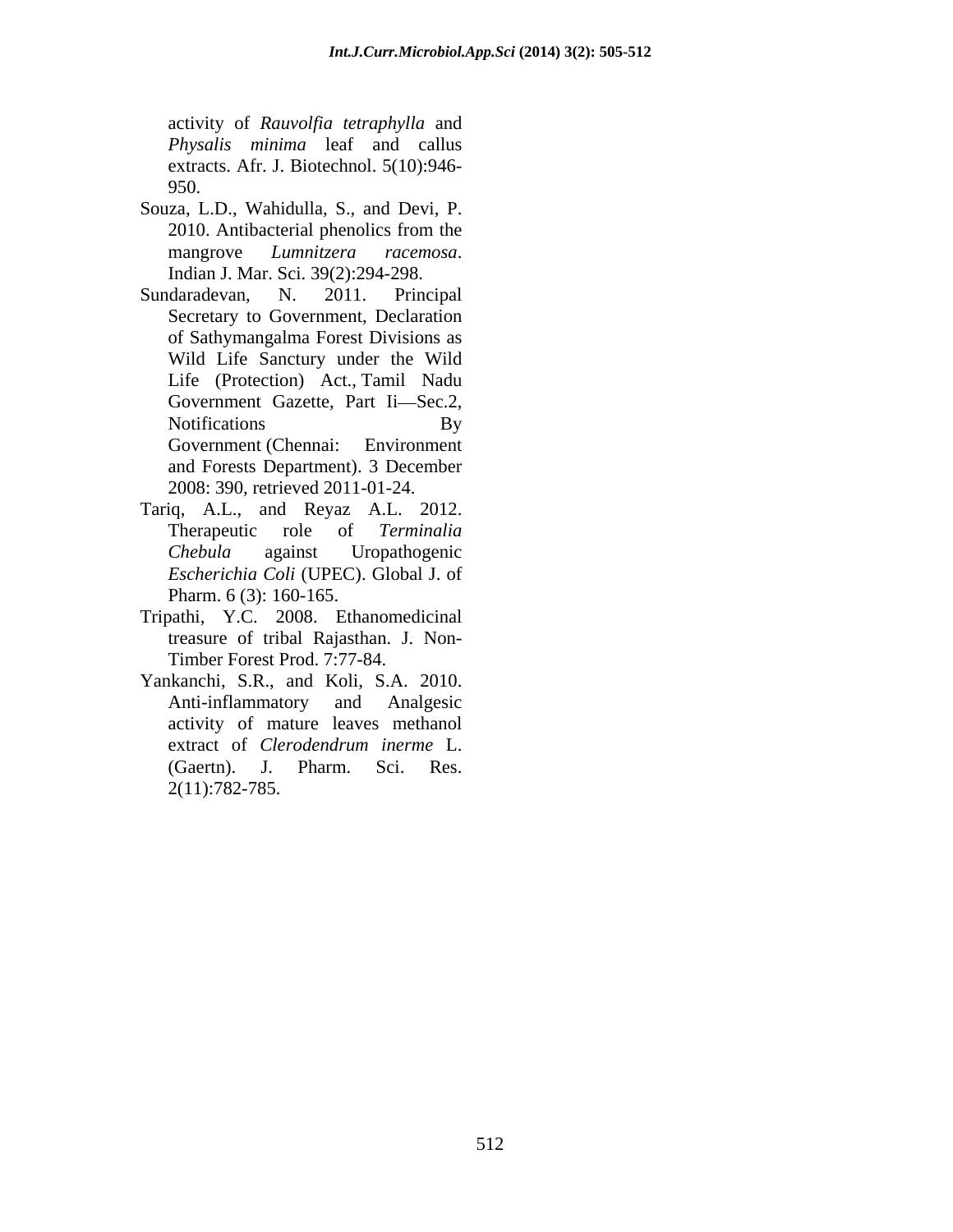activity of *Rauvolfia tetraphylla* and *Physalis minima* leaf and callus extracts. Afr. J. Biotechnol. 5(10):946-950.

Souza, L.D., Wahidulla, S., and Devi, P. 2010. Antibacterial phenolics from the mangrove *Lumnitzera racemosa*. Indian J. Mar. Sci. 39(2):294-298.

Sundaradevan, N. 2011. Principal Secretary to Government, Declaration of Sathymangalma Forest Divisions as Wild Life Sanctury under the Wild Life (Protection) Act., Tamil Nadu Government Gazette, Part Ii—Sec.2, Notifications By Government (Chennai: Environment and Forests Department). 3 December 2008: 390, retrieved 2011-01-24.

Tariq, A.L., and Reyaz A.L. 2012. Therapeutic role of *Terminalia Chebula* against Uropathogenic *Escherichia Coli* (UPEC). Global J. of Pharm. 6 (3): 160-165.

Tripathi, Y.C. 2008. Ethanomedicinal treasure of tribal Rajasthan. J. Non-Timber Forest Prod. 7:77-84.

Yankanchi, S.R., and Koli, S.A. 2010. Anti-inflammatory and Analgesic activity of mature leaves methanol extract of *Clerodendrum inerme* L. (Gaertn). J. Pharm. Sci. Res. 2(11):782-785.